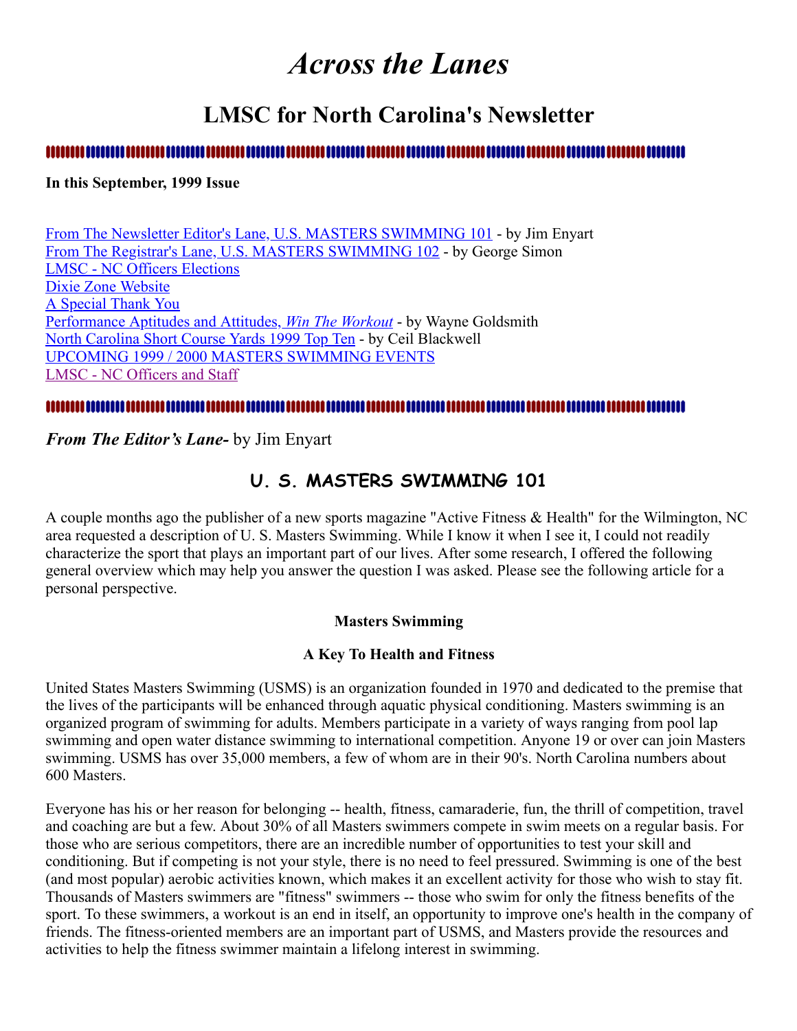# *Across the Lanes*

## LMSC for North Carolina's Newsletter

**In this September, 1999 Issue**

From The Newsletter Editor's Lane, U.S. MASTERS SWIMMING 101 - by Jim Enyart
From The Registrar's Lane, U.S. MASTERS SWIMMING 102 - by George Simon
LMSC - NC Officers Elections
Dixie Zone Website
A Special Thank You
Performance Aptitudes and Attitudes, *Win The Workout* - by Wayne Goldsmith
North Carolina Short Course Yards 1999 Top Ten - by Ceil Blackwell
UPCOMING 1999 / 2000 MASTERS SWIMMING EVENTS
LMSC - NC Officers and Staff

***From The Editor's Lane-*** by Jim Enyart

### U. S. MASTERS SWIMMING 101

A couple months ago the publisher of a new sports magazine "Active Fitness & Health" for the Wilmington, NC area requested a description of U. S. Masters Swimming. While I know it when I see it, I could not readily characterize the sport that plays an important part of our lives. After some research, I offered the following general overview which may help you answer the question I was asked. Please see the following article for a personal perspective.

**Masters Swimming**

**A Key To Health and Fitness**

United States Masters Swimming (USMS) is an organization founded in 1970 and dedicated to the premise that the lives of the participants will be enhanced through aquatic physical conditioning. Masters swimming is an organized program of swimming for adults. Members participate in a variety of ways ranging from pool lap swimming and open water distance swimming to international competition. Anyone 19 or over can join Masters swimming. USMS has over 35,000 members, a few of whom are in their 90's. North Carolina numbers about 600 Masters.

Everyone has his or her reason for belonging -- health, fitness, camaraderie, fun, the thrill of competition, travel and coaching are but a few. About 30% of all Masters swimmers compete in swim meets on a regular basis. For those who are serious competitors, there are an incredible number of opportunities to test your skill and conditioning. But if competing is not your style, there is no need to feel pressured. Swimming is one of the best (and most popular) aerobic activities known, which makes it an excellent activity for those who wish to stay fit. Thousands of Masters swimmers are "fitness" swimmers -- those who swim for only the fitness benefits of the sport. To these swimmers, a workout is an end in itself, an opportunity to improve one's health in the company of friends. The fitness-oriented members are an important part of USMS, and Masters provide the resources and activities to help the fitness swimmer maintain a lifelong interest in swimming.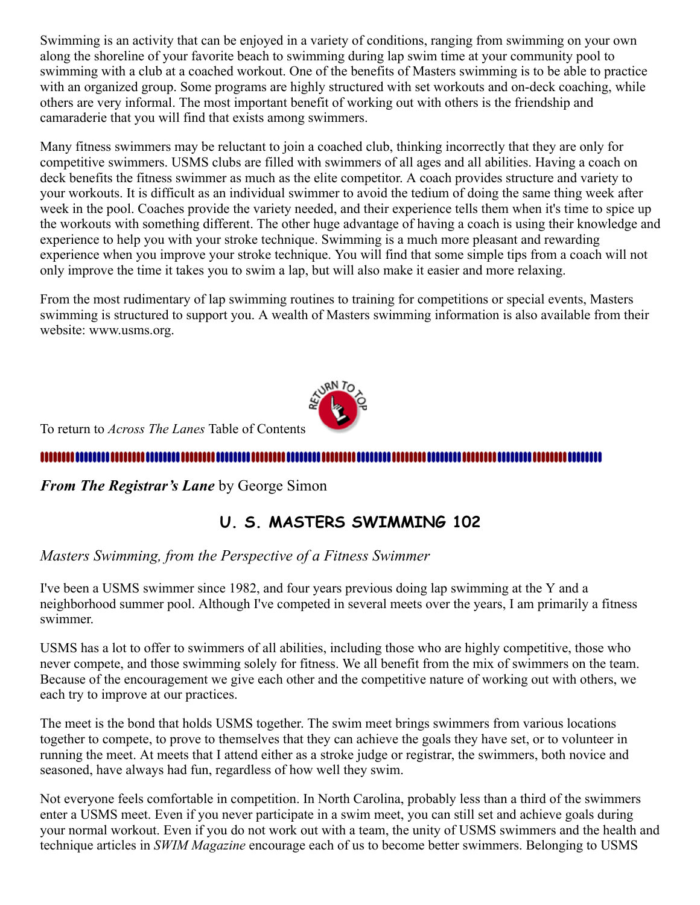Swimming is an activity that can be enjoyed in a variety of conditions, ranging from swimming on your own along the shoreline of your favorite beach to swimming during lap swim time at your community pool to swimming with a club at a coached workout. One of the benefits of Masters swimming is to be able to practice with an organized group. Some programs are highly structured with set workouts and on-deck coaching, while others are very informal. The most important benefit of working out with others is the friendship and camaraderie that you will find that exists among swimmers.

Many fitness swimmers may be reluctant to join a coached club, thinking incorrectly that they are only for competitive swimmers. USMS clubs are filled with swimmers of all ages and all abilities. Having a coach on deck benefits the fitness swimmer as much as the elite competitor. A coach provides structure and variety to your workouts. It is difficult as an individual swimmer to avoid the tedium of doing the same thing week after week in the pool. Coaches provide the variety needed, and their experience tells them when it's time to spice up the workouts with something different. The other huge advantage of having a coach is using their knowledge and experience to help you with your stroke technique. Swimming is a much more pleasant and rewarding experience when you improve your stroke technique. You will find that some simple tips from a coach will not only improve the time it takes you to swim a lap, but will also make it easier and more relaxing.

From the most rudimentary of lap swimming routines to training for competitions or special events, Masters swimming is structured to support you. A wealth of Masters swimming information is also available from their website: www.usms.org.

To return to *Across The Lanes* Table of Contents

---

***From The Registrar's Lane*** by George Simon

## U. S. MASTERS SWIMMING 102

*Masters Swimming, from the Perspective of a Fitness Swimmer*

I've been a USMS swimmer since 1982, and four years previous doing lap swimming at the Y and a neighborhood summer pool. Although I've competed in several meets over the years, I am primarily a fitness swimmer.

USMS has a lot to offer to swimmers of all abilities, including those who are highly competitive, those who never compete, and those swimming solely for fitness. We all benefit from the mix of swimmers on the team. Because of the encouragement we give each other and the competitive nature of working out with others, we each try to improve at our practices.

The meet is the bond that holds USMS together. The swim meet brings swimmers from various locations together to compete, to prove to themselves that they can achieve the goals they have set, or to volunteer in running the meet. At meets that I attend either as a stroke judge or registrar, the swimmers, both novice and seasoned, have always had fun, regardless of how well they swim.

Not everyone feels comfortable in competition. In North Carolina, probably less than a third of the swimmers enter a USMS meet. Even if you never participate in a swim meet, you can still set and achieve goals during your normal workout. Even if you do not work out with a team, the unity of USMS swimmers and the health and technique articles in *SWIM Magazine* encourage each of us to become better swimmers. Belonging to USMS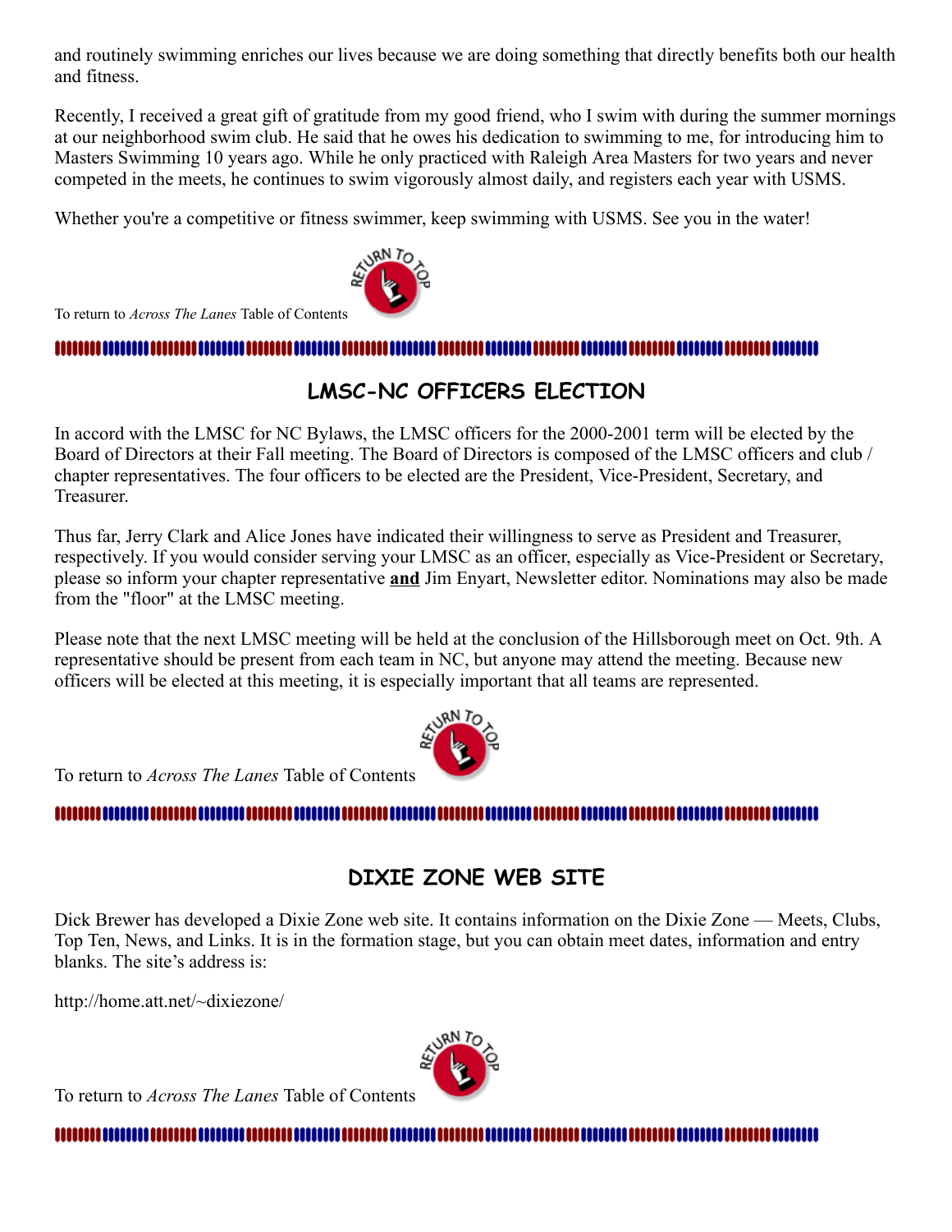and routinely swimming enriches our lives because we are doing something that directly benefits both our health and fitness.

Recently, I received a great gift of gratitude from my good friend, who I swim with during the summer mornings at our neighborhood swim club. He said that he owes his dedication to swimming to me, for introducing him to Masters Swimming 10 years ago. While he only practiced with Raleigh Area Masters for two years and never competed in the meets, he continues to swim vigorously almost daily, and registers each year with USMS.

Whether you're a competitive or fitness swimmer, keep swimming with USMS. See you in the water!

To return to *Across The Lanes* Table of Contents

## LMSC-NC OFFICERS ELECTION

In accord with the LMSC for NC Bylaws, the LMSC officers for the 2000-2001 term will be elected by the Board of Directors at their Fall meeting. The Board of Directors is composed of the LMSC officers and club / chapter representatives. The four officers to be elected are the President, Vice-President, Secretary, and Treasurer.

Thus far, Jerry Clark and Alice Jones have indicated their willingness to serve as President and Treasurer, respectively. If you would consider serving your LMSC as an officer, especially as Vice-President or Secretary, please so inform your chapter representative **and** Jim Enyart, Newsletter editor. Nominations may also be made from the "floor" at the LMSC meeting.

Please note that the next LMSC meeting will be held at the conclusion of the Hillsborough meet on Oct. 9th. A representative should be present from each team in NC, but anyone may attend the meeting. Because new officers will be elected at this meeting, it is especially important that all teams are represented.

To return to *Across The Lanes* Table of Contents

## DIXIE ZONE WEB SITE

Dick Brewer has developed a Dixie Zone web site. It contains information on the Dixie Zone — Meets, Clubs, Top Ten, News, and Links. It is in the formation stage, but you can obtain meet dates, information and entry blanks. The site's address is:

http://home.att.net/~dixiezone/

To return to *Across The Lanes* Table of Contents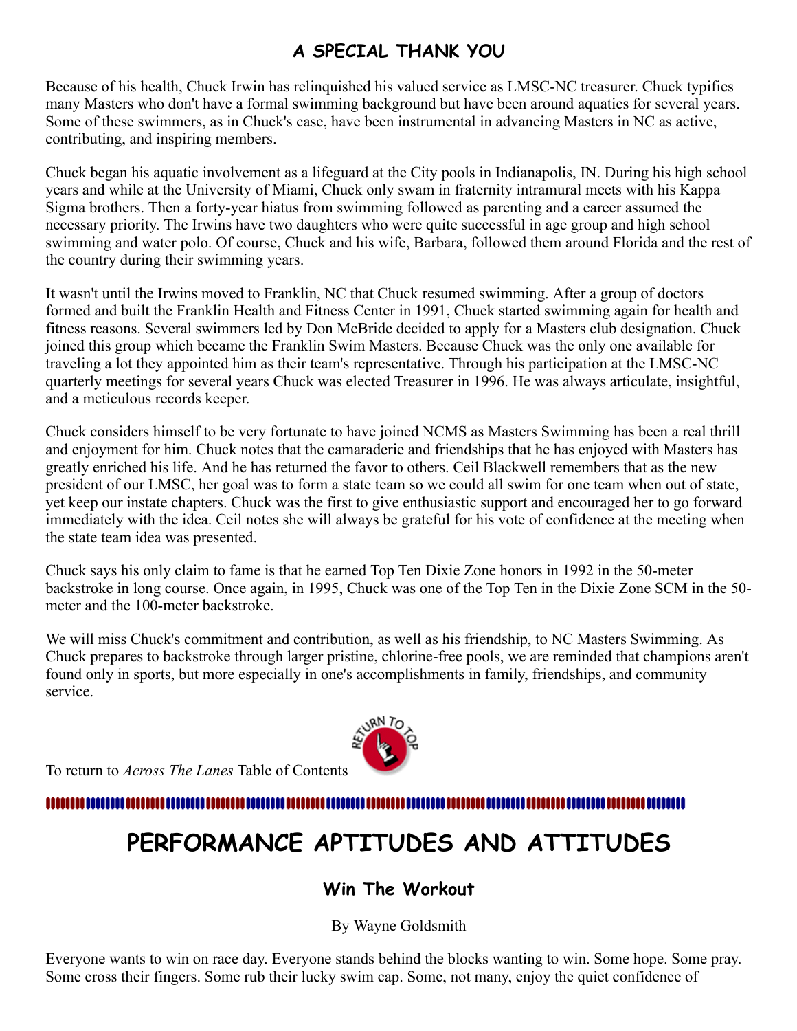## A SPECIAL THANK YOU

Because of his health, Chuck Irwin has relinquished his valued service as LMSC-NC treasurer. Chuck typifies many Masters who don't have a formal swimming background but have been around aquatics for several years. Some of these swimmers, as in Chuck's case, have been instrumental in advancing Masters in NC as active, contributing, and inspiring members.

Chuck began his aquatic involvement as a lifeguard at the City pools in Indianapolis, IN. During his high school years and while at the University of Miami, Chuck only swam in fraternity intramural meets with his Kappa Sigma brothers. Then a forty-year hiatus from swimming followed as parenting and a career assumed the necessary priority. The Irwins have two daughters who were quite successful in age group and high school swimming and water polo. Of course, Chuck and his wife, Barbara, followed them around Florida and the rest of the country during their swimming years.

It wasn't until the Irwins moved to Franklin, NC that Chuck resumed swimming. After a group of doctors formed and built the Franklin Health and Fitness Center in 1991, Chuck started swimming again for health and fitness reasons. Several swimmers led by Don McBride decided to apply for a Masters club designation. Chuck joined this group which became the Franklin Swim Masters. Because Chuck was the only one available for traveling a lot they appointed him as their team's representative. Through his participation at the LMSC-NC quarterly meetings for several years Chuck was elected Treasurer in 1996. He was always articulate, insightful, and a meticulous records keeper.

Chuck considers himself to be very fortunate to have joined NCMS as Masters Swimming has been a real thrill and enjoyment for him. Chuck notes that the camaraderie and friendships that he has enjoyed with Masters has greatly enriched his life. And he has returned the favor to others. Ceil Blackwell remembers that as the new president of our LMSC, her goal was to form a state team so we could all swim for one team when out of state, yet keep our instate chapters. Chuck was the first to give enthusiastic support and encouraged her to go forward immediately with the idea. Ceil notes she will always be grateful for his vote of confidence at the meeting when the state team idea was presented.

Chuck says his only claim to fame is that he earned Top Ten Dixie Zone honors in 1992 in the 50-meter backstroke in long course. Once again, in 1995, Chuck was one of the Top Ten in the Dixie Zone SCM in the 50-meter and the 100-meter backstroke.

We will miss Chuck's commitment and contribution, as well as his friendship, to NC Masters Swimming. As Chuck prepares to backstroke through larger pristine, chlorine-free pools, we are reminded that champions aren't found only in sports, but more especially in one's accomplishments in family, friendships, and community service.

To return to *Across The Lanes* Table of Contents

# PERFORMANCE APTITUDES AND ATTITUDES

## Win The Workout

By Wayne Goldsmith

Everyone wants to win on race day. Everyone stands behind the blocks wanting to win. Some hope. Some pray. Some cross their fingers. Some rub their lucky swim cap. Some, not many, enjoy the quiet confidence of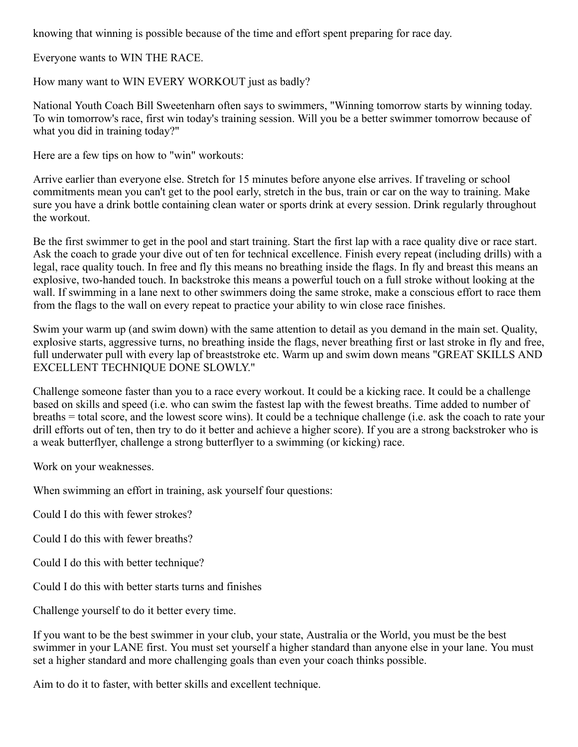knowing that winning is possible because of the time and effort spent preparing for race day.

Everyone wants to WIN THE RACE.

How many want to WIN EVERY WORKOUT just as badly?

National Youth Coach Bill Sweetenharn often says to swimmers, "Winning tomorrow starts by winning today. To win tomorrow's race, first win today's training session. Will you be a better swimmer tomorrow because of what you did in training today?"

Here are a few tips on how to "win" workouts:

Arrive earlier than everyone else. Stretch for 15 minutes before anyone else arrives. If traveling or school commitments mean you can't get to the pool early, stretch in the bus, train or car on the way to training. Make sure you have a drink bottle containing clean water or sports drink at every session. Drink regularly throughout the workout.

Be the first swimmer to get in the pool and start training. Start the first lap with a race quality dive or race start. Ask the coach to grade your dive out of ten for technical excellence. Finish every repeat (including drills) with a legal, race quality touch. In free and fly this means no breathing inside the flags. In fly and breast this means an explosive, two-handed touch. In backstroke this means a powerful touch on a full stroke without looking at the wall. If swimming in a lane next to other swimmers doing the same stroke, make a conscious effort to race them from the flags to the wall on every repeat to practice your ability to win close race finishes.

Swim your warm up (and swim down) with the same attention to detail as you demand in the main set. Quality, explosive starts, aggressive turns, no breathing inside the flags, never breathing first or last stroke in fly and free, full underwater pull with every lap of breaststroke etc. Warm up and swim down means "GREAT SKILLS AND EXCELLENT TECHNIQUE DONE SLOWLY."

Challenge someone faster than you to a race every workout. It could be a kicking race. It could be a challenge based on skills and speed (i.e. who can swim the fastest lap with the fewest breaths. Time added to number of breaths = total score, and the lowest score wins). It could be a technique challenge (i.e. ask the coach to rate your drill efforts out of ten, then try to do it better and achieve a higher score). If you are a strong backstroker who is a weak butterflyer, challenge a strong butterflyer to a swimming (or kicking) race.

Work on your weaknesses.

When swimming an effort in training, ask yourself four questions:

Could I do this with fewer strokes?

Could I do this with fewer breaths?

Could I do this with better technique?

Could I do this with better starts turns and finishes

Challenge yourself to do it better every time.

If you want to be the best swimmer in your club, your state, Australia or the World, you must be the best swimmer in your LANE first. You must set yourself a higher standard than anyone else in your lane. You must set a higher standard and more challenging goals than even your coach thinks possible.

Aim to do it to faster, with better skills and excellent technique.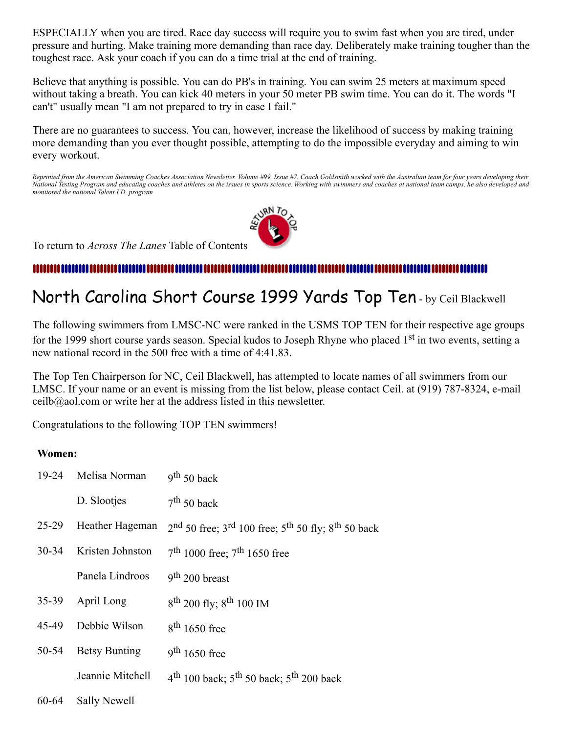ESPECIALLY when you are tired. Race day success will require you to swim fast when you are tired, under pressure and hurting. Make training more demanding than race day. Deliberately make training tougher than the toughest race. Ask your coach if you can do a time trial at the end of training.

Believe that anything is possible. You can do PB's in training. You can swim 25 meters at maximum speed without taking a breath. You can kick 40 meters in your 50 meter PB swim time. You can do it. The words "I can't" usually mean "I am not prepared to try in case I fail."

There are no guarantees to success. You can, however, increase the likelihood of success by making training more demanding than you ever thought possible, attempting to do the impossible everyday and aiming to win every workout.

*Reprinted from the American Swimming Coaches Association Newsletter. Volume #99, Issue #7. Coach Goldsmith worked with the Australian team for four years developing their National Testing Program and educating coaches and athletes on the issues in sports science. Working with swimmers and coaches at national team camps, he also developed and monitored the national Talent I.D. program*

To return to *Across The Lanes* Table of Contents

# North Carolina Short Course 1999 Yards Top Ten - by Ceil Blackwell

The following swimmers from LMSC-NC were ranked in the USMS TOP TEN for their respective age groups for the 1999 short course yards season. Special kudos to Joseph Rhyne who placed 1st in two events, setting a new national record in the 500 free with a time of 4:41.83.

The Top Ten Chairperson for NC, Ceil Blackwell, has attempted to locate names of all swimmers from our LMSC. If your name or an event is missing from the list below, please contact Ceil. at (919) 787-8324, e-mail ceilb@aol.com or write her at the address listed in this newsletter.

Congratulations to the following TOP TEN swimmers!

**Women:**

| | | |
|---|---|---|
| 19-24 | Melisa Norman | 9th 50 back |
| | D. Slootjes | 7th 50 back |
| 25-29 | Heather Hageman | 2nd 50 free; 3rd 100 free; 5th 50 fly; 8th 50 back |
| 30-34 | Kristen Johnston | 7th 1000 free; 7th 1650 free |
| | Panela Lindroos | 9th 200 breast |
| 35-39 | April Long | 8th 200 fly; 8th 100 IM |
| 45-49 | Debbie Wilson | 8th 1650 free |
| 50-54 | Betsy Bunting | 9th 1650 free |
| | Jeannie Mitchell | 4th 100 back; 5th 50 back; 5th 200 back |
| 60-64 | Sally Newell | |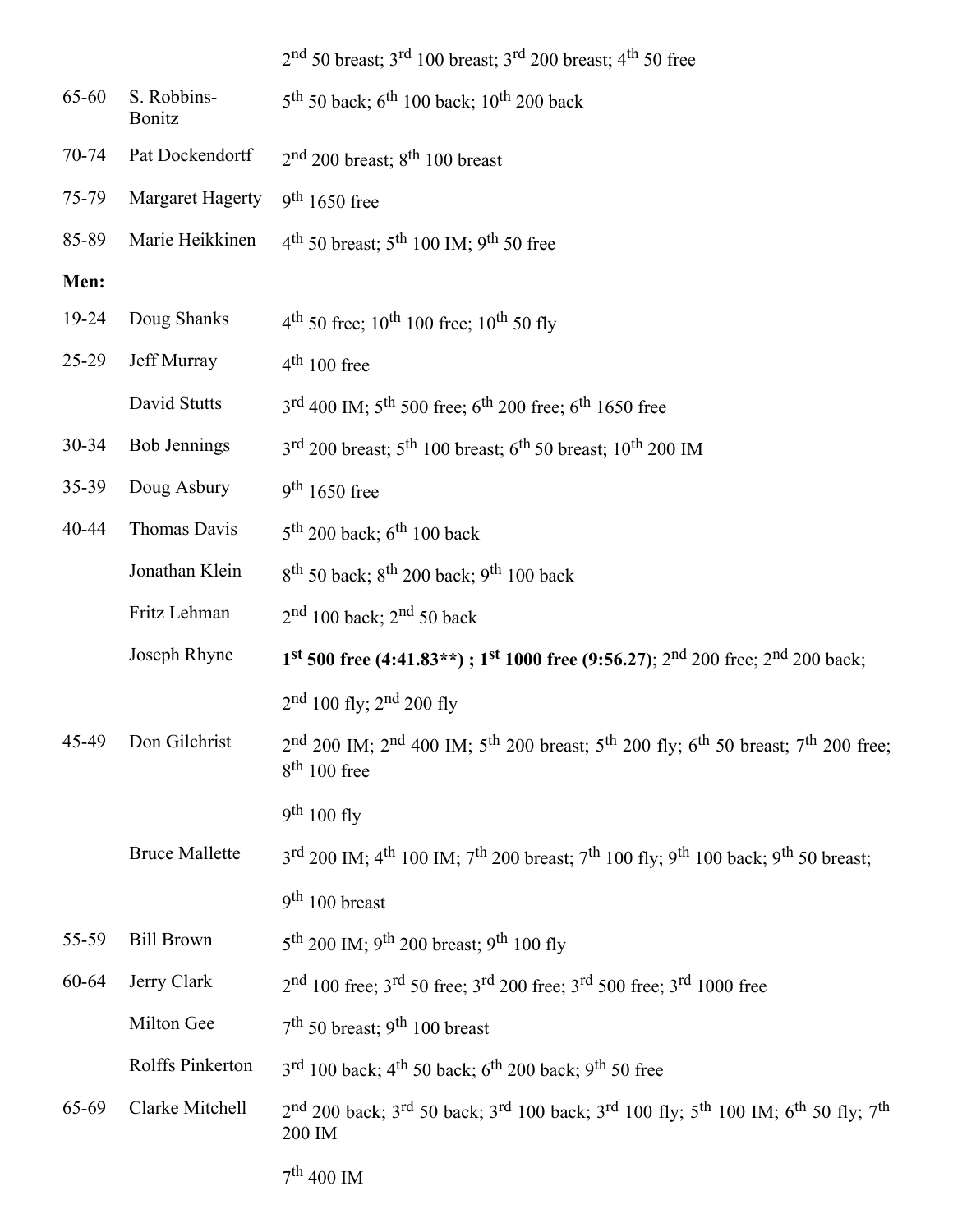| | | 2nd 50 breast; 3rd 100 breast; 3rd 200 breast; 4th 50 free |
|---|---|---|
| 65-60 | S. Robbins-Bonitz | 5th 50 back; 6th 100 back; 10th 200 back |
| 70-74 | Pat Dockendortf | 2nd 200 breast; 8th 100 breast |
| 75-79 | Margaret Hagerty | 9th 1650 free |
| 85-89 | Marie Heikkinen | 4th 50 breast; 5th 100 IM; 9th 50 free |
| **Men:** | | |
| 19-24 | Doug Shanks | 4th 50 free; 10th 100 free; 10th 50 fly |
| 25-29 | Jeff Murray | 4th 100 free |
| | David Stutts | 3rd 400 IM; 5th 500 free; 6th 200 free; 6th 1650 free |
| 30-34 | Bob Jennings | 3rd 200 breast; 5th 100 breast; 6th 50 breast; 10th 200 IM |
| 35-39 | Doug Asbury | 9th 1650 free |
| 40-44 | Thomas Davis | 5th 200 back; 6th 100 back |
| | Jonathan Klein | 8th 50 back; 8th 200 back; 9th 100 back |
| | Fritz Lehman | 2nd 100 back; 2nd 50 back |
| | Joseph Rhyne | **1st 500 free (4:41.83**) ; 1st 1000 free (9:56.27)**; 2nd 200 free; 2nd 200 back; 2nd 100 fly; 2nd 200 fly |
| 45-49 | Don Gilchrist | 2nd 200 IM; 2nd 400 IM; 5th 200 breast; 5th 200 fly; 6th 50 breast; 7th 200 free; 8th 100 free; 9th 100 fly |
| | Bruce Mallette | 3rd 200 IM; 4th 100 IM; 7th 200 breast; 7th 100 fly; 9th 100 back; 9th 50 breast; 9th 100 breast |
| 55-59 | Bill Brown | 5th 200 IM; 9th 200 breast; 9th 100 fly |
| 60-64 | Jerry Clark | 2nd 100 free; 3rd 50 free; 3rd 200 free; 3rd 500 free; 3rd 1000 free |
| | Milton Gee | 7th 50 breast; 9th 100 breast |
| | Rolffs Pinkerton | 3rd 100 back; 4th 50 back; 6th 200 back; 9th 50 free |
| 65-69 | Clarke Mitchell | 2nd 200 back; 3rd 50 back; 3rd 100 back; 3rd 100 fly; 5th 100 IM; 6th 50 fly; 7th 200 IM; 7th 400 IM |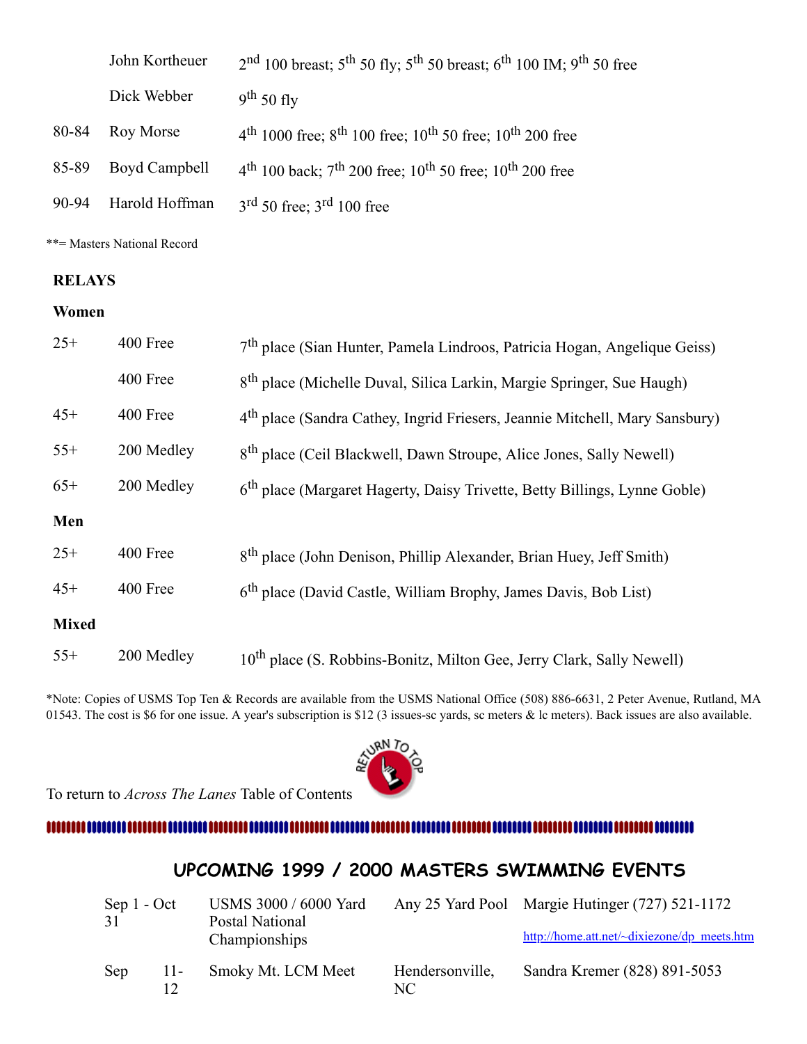| | | |
|---|---|---|
| | John Kortheuer | 2nd 100 breast; 5th 50 fly; 5th 50 breast; 6th 100 IM; 9th 50 free |
| | Dick Webber | 9th 50 fly |
| 80-84 | Roy Morse | 4th 1000 free; 8th 100 free; 10th 50 free; 10th 200 free |
| 85-89 | Boyd Campbell | 4th 100 back; 7th 200 free; 10th 50 free; 10th 200 free |
| 90-94 | Harold Hoffman | 3rd 50 free; 3rd 100 free |

**= Masters National Record

**RELAYS**

**Women**

| | | |
|---|---|---|
| 25+ | 400 Free | 7th place (Sian Hunter, Pamela Lindroos, Patricia Hogan, Angelique Geiss) |
| | 400 Free | 8th place (Michelle Duval, Silica Larkin, Margie Springer, Sue Haugh) |
| 45+ | 400 Free | 4th place (Sandra Cathey, Ingrid Friesers, Jeannie Mitchell, Mary Sansbury) |
| 55+ | 200 Medley | 8th place (Ceil Blackwell, Dawn Stroupe, Alice Jones, Sally Newell) |
| 65+ | 200 Medley | 6th place (Margaret Hagerty, Daisy Trivette, Betty Billings, Lynne Goble) |

**Men**

| | | |
|---|---|---|
| 25+ | 400 Free | 8th place (John Denison, Phillip Alexander, Brian Huey, Jeff Smith) |
| 45+ | 400 Free | 6th place (David Castle, William Brophy, James Davis, Bob List) |

**Mixed**

| | | |
|---|---|---|
| 55+ | 200 Medley | 10th place (S. Robbins-Bonitz, Milton Gee, Jerry Clark, Sally Newell) |

*Note: Copies of USMS Top Ten & Records are available from the USMS National Office (508) 886-6631, 2 Peter Avenue, Rutland, MA 01543. The cost is $6 for one issue. A year's subscription is $12 (3 issues-sc yards, sc meters & lc meters). Back issues are also available.

To return to *Across The Lanes* Table of Contents

## UPCOMING 1999 / 2000 MASTERS SWIMMING EVENTS

| Date | | Event | Location | Contact |
|---|---|---|---|---|
| Sep 1 - Oct 31 | | USMS 3000 / 6000 Yard Postal National Championships | Any 25 Yard Pool | Margie Hutinger (727) 521-1172 http://home.att.net/~dixiezone/dp_meets.htm |
| Sep | 11-12 | Smoky Mt. LCM Meet | Hendersonville, NC | Sandra Kremer (828) 891-5053 |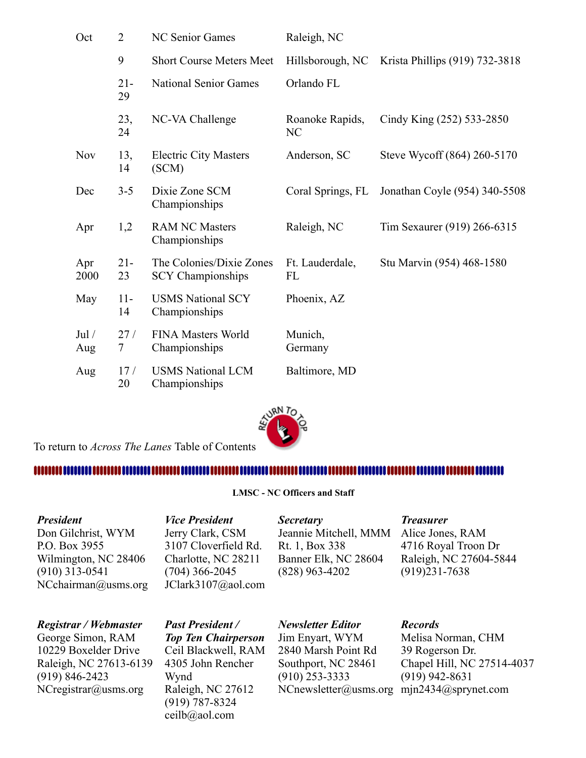| | | | | |
|---|---|---|---|---|
| Oct | 2 | NC Senior Games | Raleigh, NC | |
| | 9 | Short Course Meters Meet | Hillsborough, NC | Krista Phillips (919) 732-3818 |
| | 21-29 | National Senior Games | Orlando FL | |
| | 23, 24 | NC-VA Challenge | Roanoke Rapids, NC | Cindy King (252) 533-2850 |
| Nov | 13, 14 | Electric City Masters (SCM) | Anderson, SC | Steve Wycoff (864) 260-5170 |
| Dec | 3-5 | Dixie Zone SCM Championships | Coral Springs, FL | Jonathan Coyle (954) 340-5508 |
| Apr | 1,2 | RAM NC Masters Championships | Raleigh, NC | Tim Sexaurer (919) 266-6315 |
| Apr 2000 | 21-23 | The Colonies/Dixie Zones SCY Championships | Ft. Lauderdale, FL | Stu Marvin (954) 468-1580 |
| May | 11-14 | USMS National SCY Championships | Phoenix, AZ | |
| Jul / Aug | 27 / 7 | FINA Masters World Championships | Munich, Germany | |
| Aug | 17 / 20 | USMS National LCM Championships | Baltimore, MD | |

To return to *Across The Lanes* Table of Contents

---

**LMSC - NC Officers and Staff**

***President***
Don Gilchrist, WYM
P.O. Box 3955
Wilmington, NC 28406
(910) 313-0541
NCchairman@usms.org

***Vice President***
Jerry Clark, CSM
3107 Cloverfield Rd.
Charlotte, NC 28211
(704) 366-2045
JClark3107@aol.com

***Secretary***
Jeannie Mitchell, MMM
Rt. 1, Box 338
Banner Elk, NC 28604
(828) 963-4202

***Treasurer***
Alice Jones, RAM
4716 Royal Troon Dr
Raleigh, NC 27604-5844
(919)231-7638

***Registrar / Webmaster***
George Simon, RAM
10229 Boxelder Drive
Raleigh, NC 27613-6139
(919) 846-2423
NCregistrar@usms.org

***Past President / Top Ten Chairperson***
Ceil Blackwell, RAM
4305 John Rencher Wynd
Raleigh, NC 27612
(919) 787-8324
ceilb@aol.com

***Newsletter Editor***
Jim Enyart, WYM
2840 Marsh Point Rd
Southport, NC 28461
(910) 253-3333
NCnewsletter@usms.org

***Records***
Melisa Norman, CHM
39 Rogerson Dr.
Chapel Hill, NC 27514-4037
(919) 942-8631
mjn2434@sprynet.com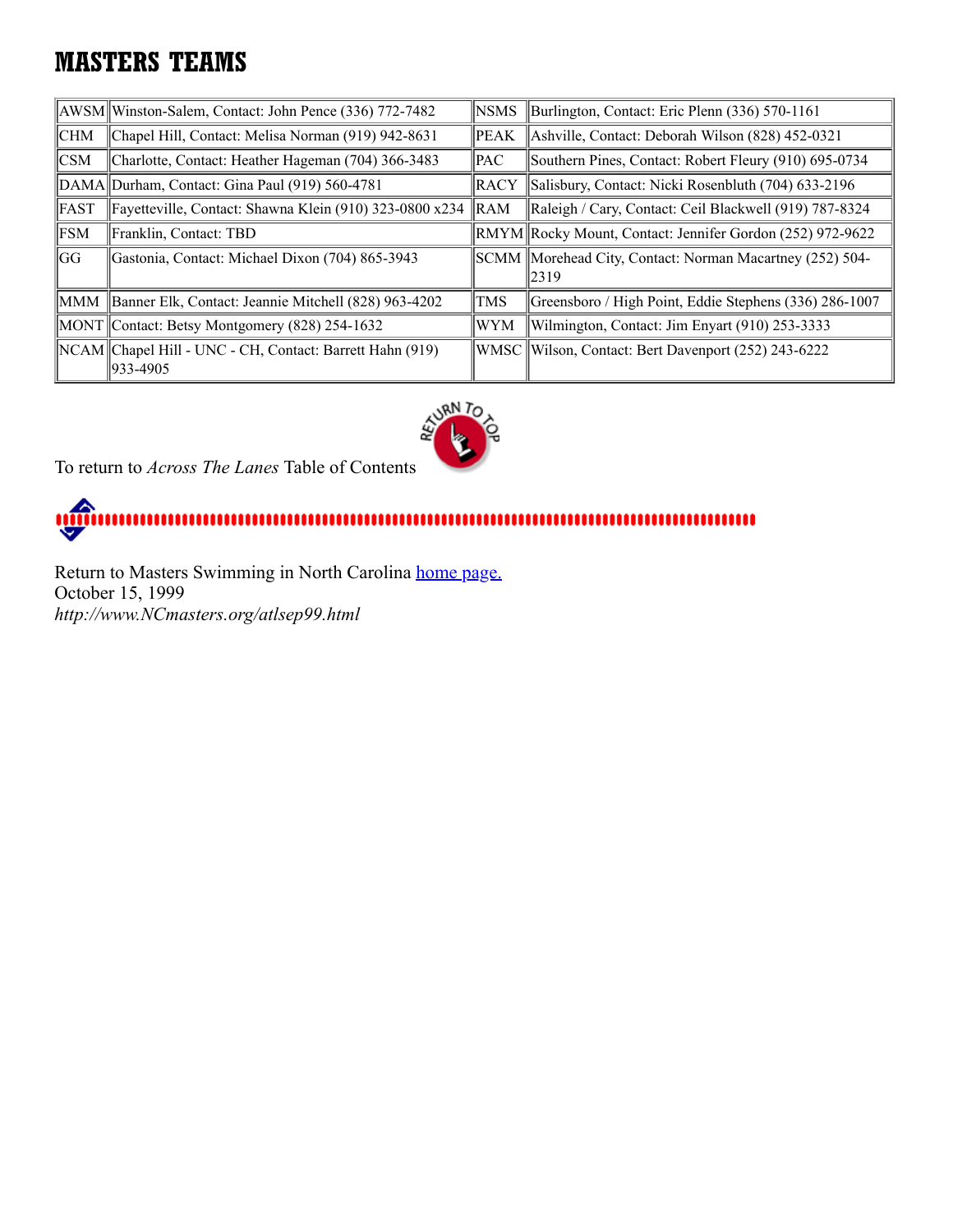# MASTERS TEAMS

| | | | |
|---|---|---|---|
| AWSM | Winston-Salem, Contact: John Pence (336) 772-7482 | NSMS | Burlington, Contact: Eric Plenn (336) 570-1161 |
| CHM | Chapel Hill, Contact: Melisa Norman (919) 942-8631 | PEAK | Ashville, Contact: Deborah Wilson (828) 452-0321 |
| CSM | Charlotte, Contact: Heather Hageman (704) 366-3483 | PAC | Southern Pines, Contact: Robert Fleury (910) 695-0734 |
| DAMA | Durham, Contact: Gina Paul (919) 560-4781 | RACY | Salisbury, Contact: Nicki Rosenbluth (704) 633-2196 |
| FAST | Fayetteville, Contact: Shawna Klein (910) 323-0800 x234 | RAM | Raleigh / Cary, Contact: Ceil Blackwell (919) 787-8324 |
| FSM | Franklin, Contact: TBD | RMYM | Rocky Mount, Contact: Jennifer Gordon (252) 972-9622 |
| GG | Gastonia, Contact: Michael Dixon (704) 865-3943 | SCMM | Morehead City, Contact: Norman Macartney (252) 504-2319 |
| MMM | Banner Elk, Contact: Jeannie Mitchell (828) 963-4202 | TMS | Greensboro / High Point, Eddie Stephens (336) 286-1007 |
| MONT | Contact: Betsy Montgomery (828) 254-1632 | WYM | Wilmington, Contact: Jim Enyart (910) 253-3333 |
| NCAM | Chapel Hill - UNC - CH, Contact: Barrett Hahn (919) 933-4905 | WMSC | Wilson, Contact: Bert Davenport (252) 243-6222 |

To return to *Across The Lanes* Table of Contents

Return to Masters Swimming in North Carolina home page.
October 15, 1999
*http://www.NCmasters.org/atlsep99.html*